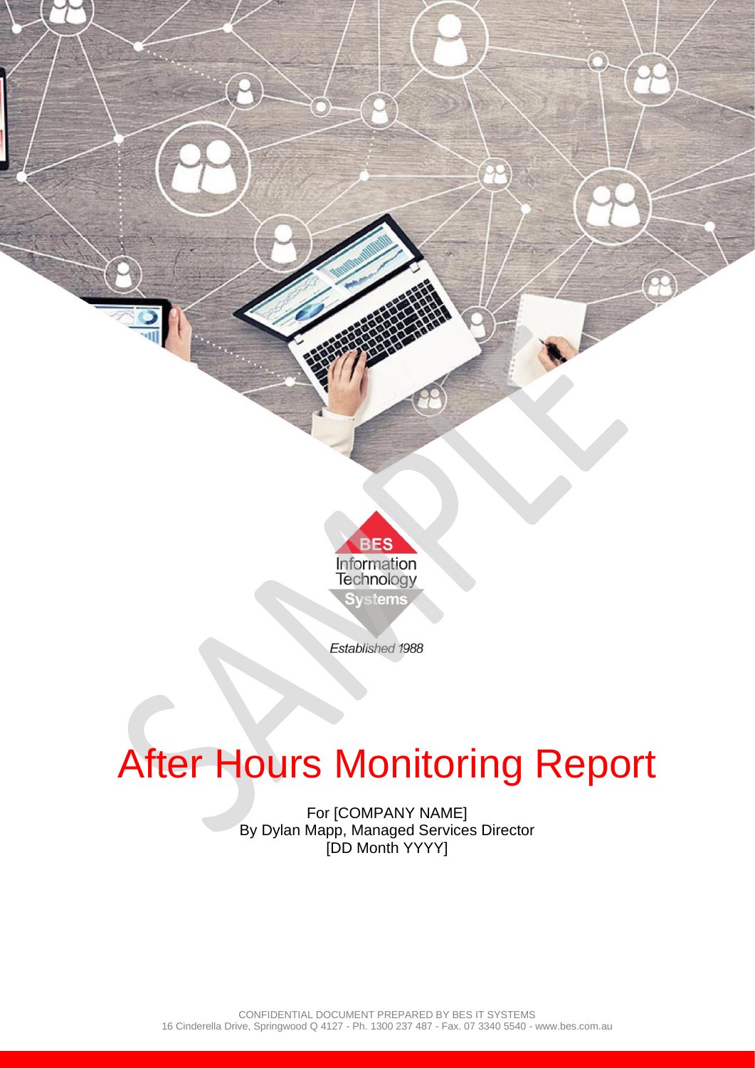BES Information Technology Systems

*Established 1988*

# After Hours Monitoring Report

For [COMPANY NAME]
By Dylan Mapp, Managed Services Director
[DD Month YYYY]

CONFIDENTIAL DOCUMENT PREPARED BY BES IT SYSTEMS
16 Cinderella Drive, Springwood Q 4127 - Ph. 1300 237 487 - Fax. 07 3340 5540 - www.bes.com.au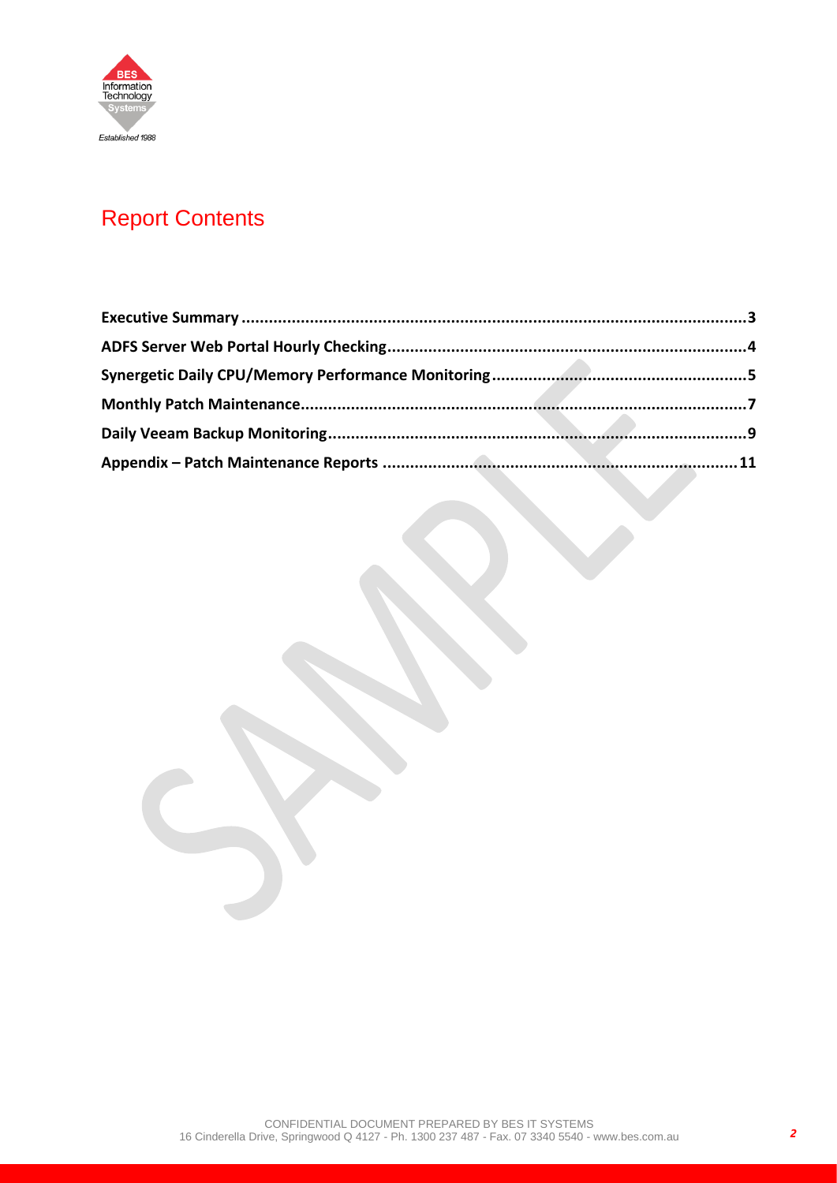# Report Contents

**Executive Summary** ........................................................................................................ **3**
**ADFS Server Web Portal Hourly Checking** ............................................................................ **4**
**Synergetic Daily CPU/Memory Performance Monitoring** ...................................................... **5**
**Monthly Patch Maintenance** ............................................................................................. **7**
**Daily Veeam Backup Monitoring** ........................................................................................ **9**
**Appendix – Patch Maintenance Reports** .......................................................................... **11**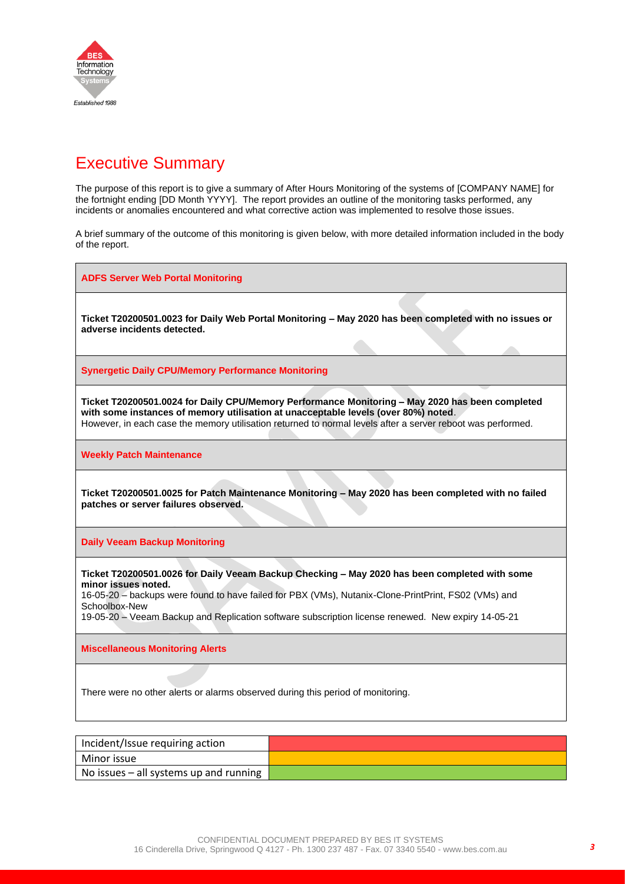# Executive Summary

The purpose of this report is to give a summary of After Hours Monitoring of the systems of [COMPANY NAME] for the fortnight ending [DD Month YYYY]. The report provides an outline of the monitoring tasks performed, any incidents or anomalies encountered and what corrective action was implemented to resolve those issues.

A brief summary of the outcome of this monitoring is given below, with more detailed information included in the body of the report.

| **ADFS Server Web Portal Monitoring** |
| --- |
| **Ticket T20200501.0023 for Daily Web Portal Monitoring – May 2020 has been completed with no issues or adverse incidents detected.** |
| **Synergetic Daily CPU/Memory Performance Monitoring** |
| **Ticket T20200501.0024 for Daily CPU/Memory Performance Monitoring – May 2020 has been completed with some instances of memory utilisation at unacceptable levels (over 80%) noted**. However, in each case the memory utilisation returned to normal levels after a server reboot was performed. |
| **Weekly Patch Maintenance** |
| **Ticket T20200501.0025 for Patch Maintenance Monitoring – May 2020 has been completed with no failed patches or server failures observed.** |
| **Daily Veeam Backup Monitoring** |
| **Ticket T20200501.0026 for Daily Veeam Backup Checking – May 2020 has been completed with some minor issues noted.** 16-05-20 – backups were found to have failed for PBX (VMs), Nutanix-Clone-PrintPrint, FS02 (VMs) and Schoolbox-New 19-05-20 – Veeam Backup and Replication software subscription license renewed. New expiry 14-05-21 |
| **Miscellaneous Monitoring Alerts** |
| There were no other alerts or alarms observed during this period of monitoring. |

| Legend | Colour |
| --- | --- |
| Incident/Issue requiring action | Red |
| Minor issue | Orange |
| No issues – all systems up and running | Green |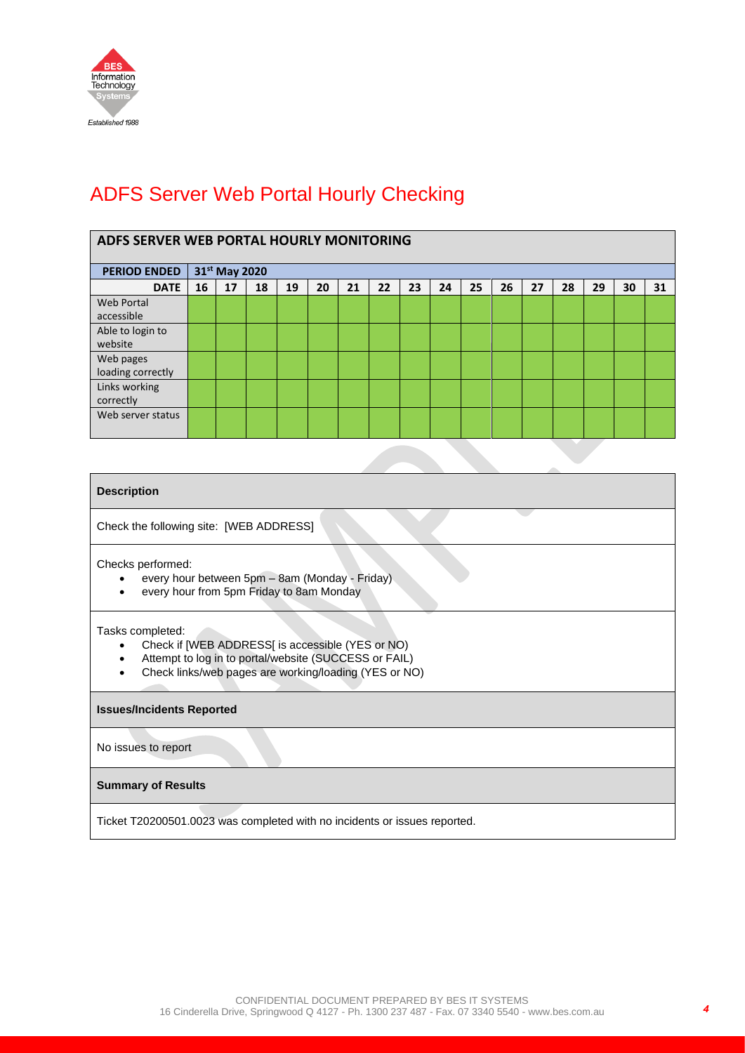# ADFS Server Web Portal Hourly Checking

| ADFS SERVER WEB PORTAL HOURLY MONITORING | | | | | | | | | | | | | | | | |
|---|---|---|---|---|---|---|---|---|---|---|---|---|---|---|---|---|
| **PERIOD ENDED** | **31st May 2020** | | | | | | | | | | | | | | | |
| **DATE** | **16** | **17** | **18** | **19** | **20** | **21** | **22** | **23** | **24** | **25** | **26** | **27** | **28** | **29** | **30** | **31** |
| Web Portal accessible | | | | | | | | | | | | | | | | |
| Able to login to website | | | | | | | | | | | | | | | | |
| Web pages loading correctly | | | | | | | | | | | | | | | | |
| Links working correctly | | | | | | | | | | | | | | | | |
| Web server status | | | | | | | | | | | | | | | | |

**Description**

Check the following site: [WEB ADDRESS]

Checks performed:

- every hour between 5pm – 8am (Monday - Friday)
- every hour from 5pm Friday to 8am Monday

Tasks completed:

- Check if [WEB ADDRESS[ is accessible (YES or NO)
- Attempt to log in to portal/website (SUCCESS or FAIL)
- Check links/web pages are working/loading (YES or NO)

**Issues/Incidents Reported**

No issues to report

**Summary of Results**

Ticket T20200501.0023 was completed with no incidents or issues reported.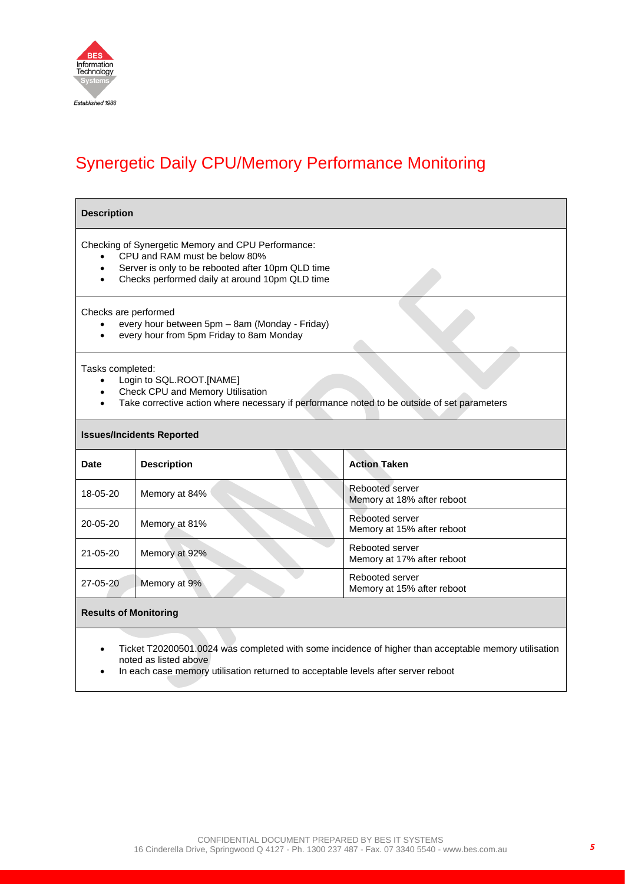# Synergetic Daily CPU/Memory Performance Monitoring

**Description**

Checking of Synergetic Memory and CPU Performance:

- CPU and RAM must be below 80%
- Server is only to be rebooted after 10pm QLD time
- Checks performed daily at around 10pm QLD time

Checks are performed

- every hour between 5pm – 8am (Monday - Friday)
- every hour from 5pm Friday to 8am Monday

Tasks completed:

- Login to SQL.ROOT.[NAME]
- Check CPU and Memory Utilisation
- Take corrective action where necessary if performance noted to be outside of set parameters

**Issues/Incidents Reported**

| Date | Description | Action Taken |
|---|---|---|
| 18-05-20 | Memory at 84% | Rebooted server<br>Memory at 18% after reboot |
| 20-05-20 | Memory at 81% | Rebooted server<br>Memory at 15% after reboot |
| 21-05-20 | Memory at 92% | Rebooted server<br>Memory at 17% after reboot |
| 27-05-20 | Memory at 9% | Rebooted server<br>Memory at 15% after reboot |

**Results of Monitoring**

- Ticket T20200501.0024 was completed with some incidence of higher than acceptable memory utilisation noted as listed above
- In each case memory utilisation returned to acceptable levels after server reboot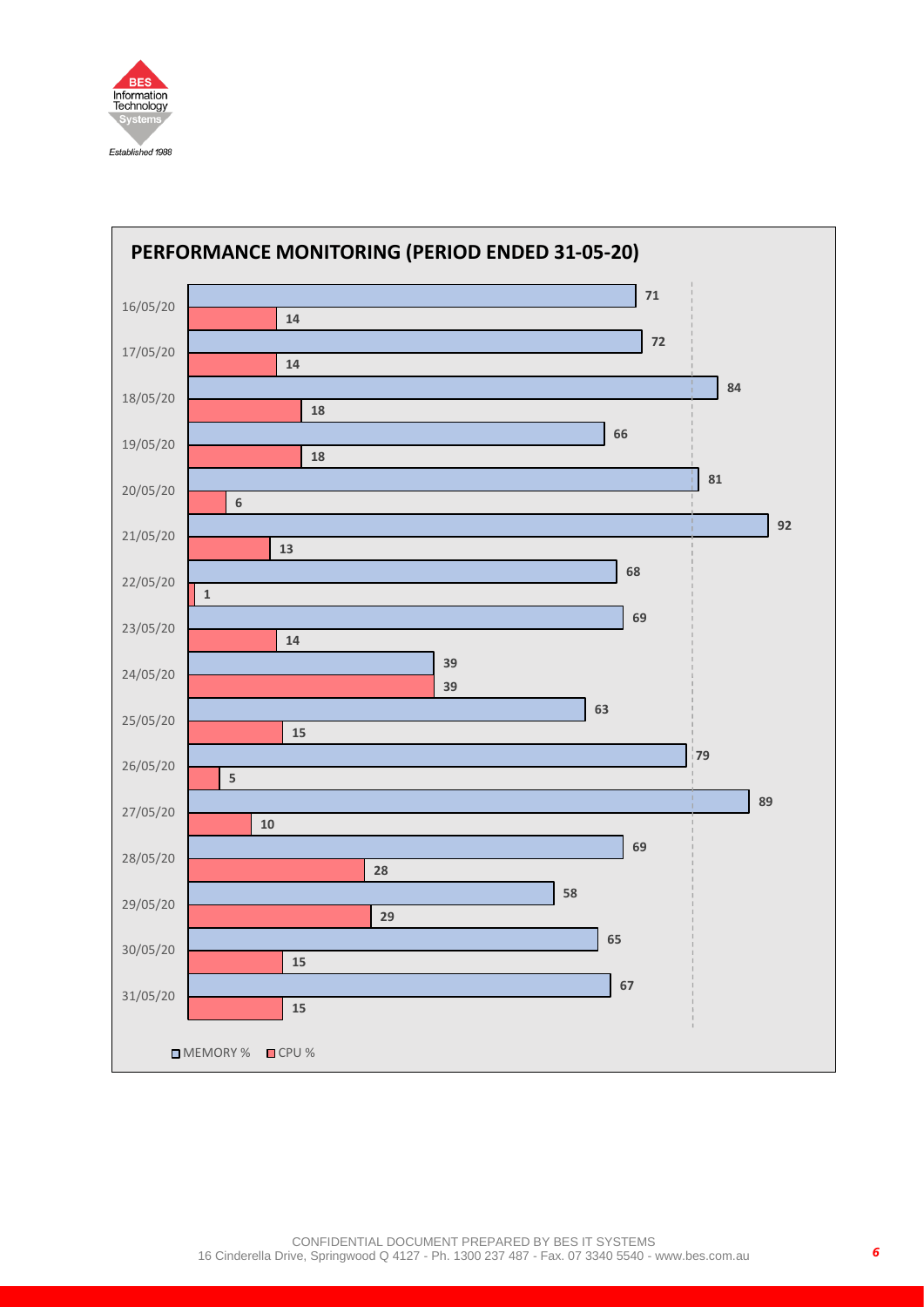## PERFORMANCE MONITORING (PERIOD ENDED 31-05-20)

| Date | MEMORY % | CPU % |
|---|---|---|
| 16/05/20 | 71 | 14 |
| 17/05/20 | 72 | 14 |
| 18/05/20 | 84 | 18 |
| 19/05/20 | 66 | 18 |
| 20/05/20 | 81 | 6 |
| 21/05/20 | 92 | 13 |
| 22/05/20 | 68 | 1 |
| 23/05/20 | 69 | 14 |
| 24/05/20 | 39 | 39 |
| 25/05/20 | 63 | 15 |
| 26/05/20 | 79 | 5 |
| 27/05/20 | 89 | 10 |
| 28/05/20 | 69 | 28 |
| 29/05/20 | 58 | 29 |
| 30/05/20 | 65 | 15 |
| 31/05/20 | 67 | 15 |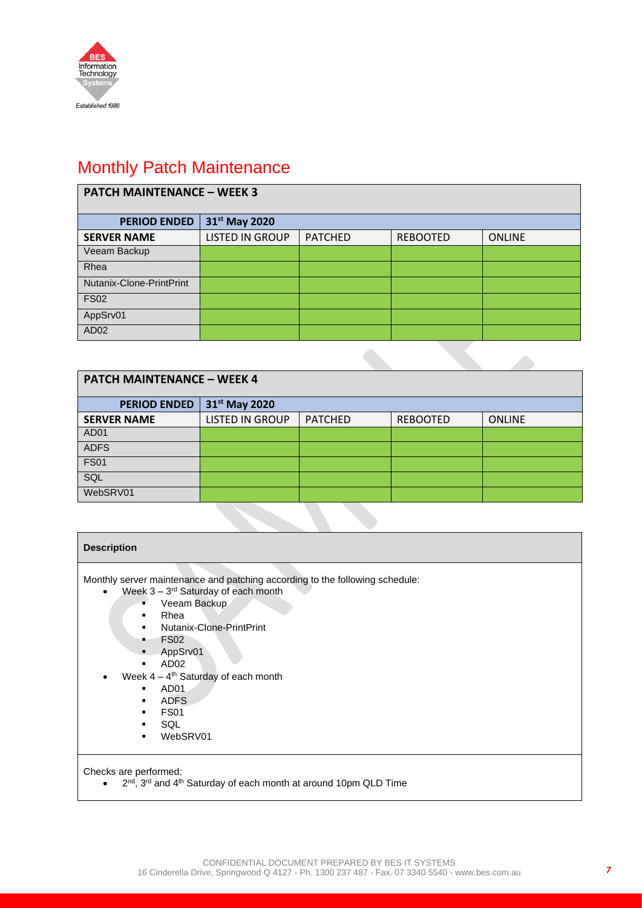# Monthly Patch Maintenance

| PATCH MAINTENANCE – WEEK 3 | | | | |
|---|---|---|---|---|
| **PERIOD ENDED** | **31st May 2020** | | | |
| **SERVER NAME** | LISTED IN GROUP | PATCHED | REBOOTED | ONLINE |
| Veeam Backup | | | | |
| Rhea | | | | |
| Nutanix-Clone-PrintPrint | | | | |
| FS02 | | | | |
| AppSrv01 | | | | |
| AD02 | | | | |

| PATCH MAINTENANCE – WEEK 4 | | | | |
|---|---|---|---|---|
| **PERIOD ENDED** | **31st May 2020** | | | |
| **SERVER NAME** | LISTED IN GROUP | PATCHED | REBOOTED | ONLINE |
| AD01 | | | | |
| ADFS | | | | |
| FS01 | | | | |
| SQL | | | | |
| WebSRV01 | | | | |

**Description**

Monthly server maintenance and patching according to the following schedule:

- Week 3 – 3rd Saturday of each month
  - Veeam Backup
  - Rhea
  - Nutanix-Clone-PrintPrint
  - FS02
  - AppSrv01
  - AD02
- Week 4 – 4th Saturday of each month
  - AD01
  - ADFS
  - FS01
  - SQL
  - WebSRV01

Checks are performed:

- 2nd, 3rd and 4th Saturday of each month at around 10pm QLD Time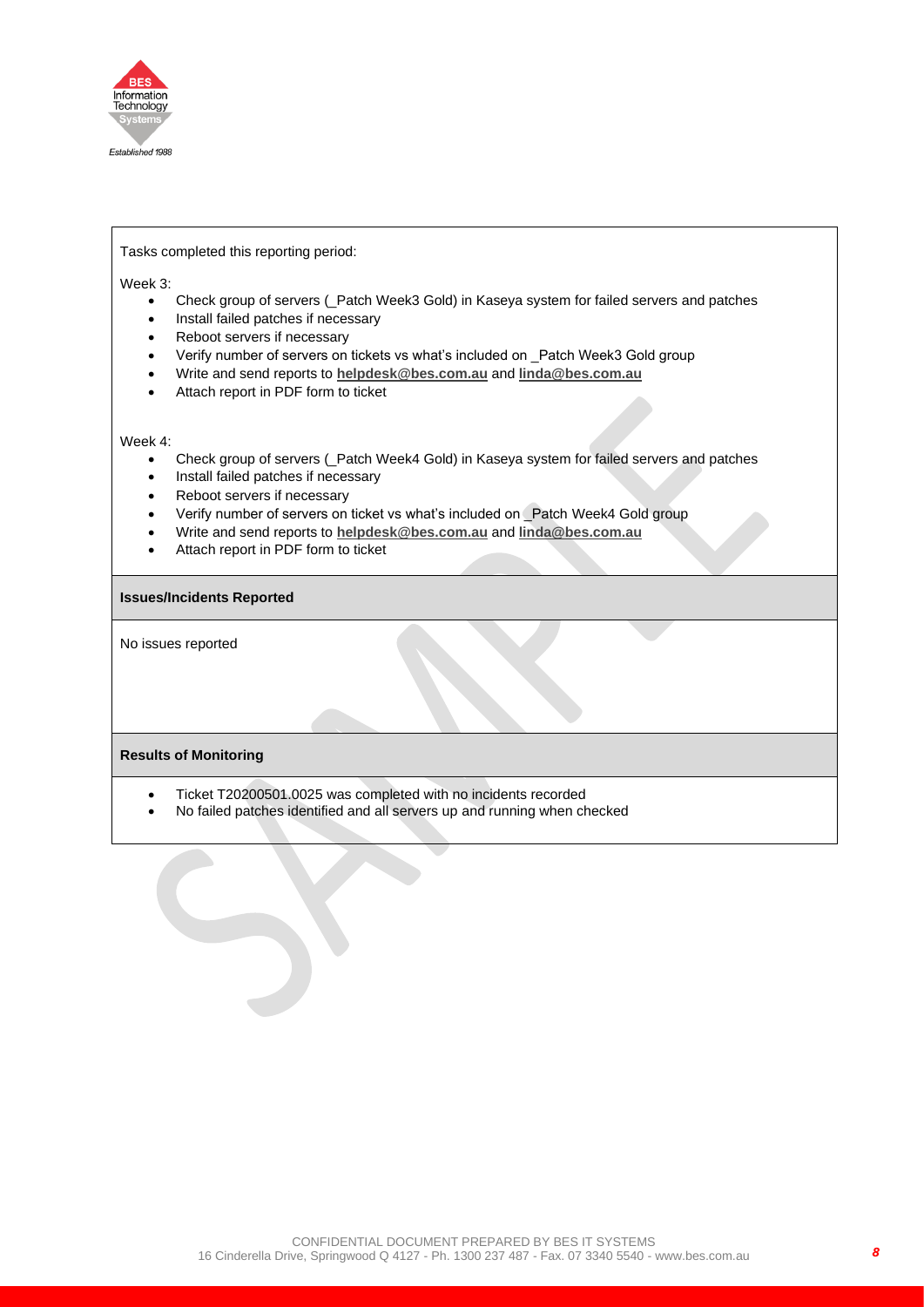Tasks completed this reporting period:

Week 3:

- Check group of servers (_Patch Week3 Gold) in Kaseya system for failed servers and patches
- Install failed patches if necessary
- Reboot servers if necessary
- Verify number of servers on tickets vs what's included on _Patch Week3 Gold group
- Write and send reports to **helpdesk@bes.com.au** and **linda@bes.com.au**
- Attach report in PDF form to ticket

Week 4:

- Check group of servers (_Patch Week4 Gold) in Kaseya system for failed servers and patches
- Install failed patches if necessary
- Reboot servers if necessary
- Verify number of servers on ticket vs what's included on _Patch Week4 Gold group
- Write and send reports to **helpdesk@bes.com.au** and **linda@bes.com.au**
- Attach report in PDF form to ticket

**Issues/Incidents Reported**

No issues reported

**Results of Monitoring**

- Ticket T20200501.0025 was completed with no incidents recorded
- No failed patches identified and all servers up and running when checked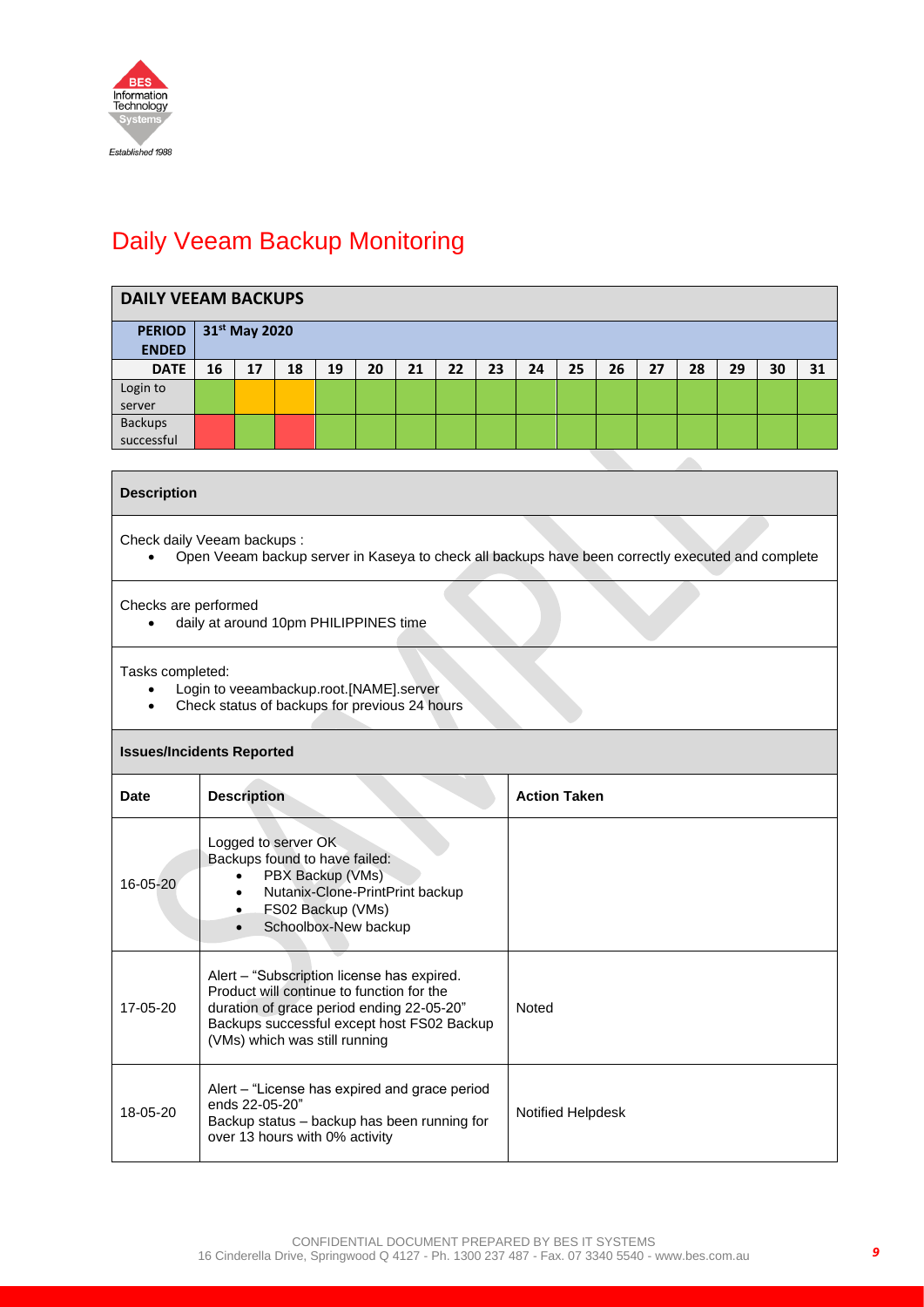# Daily Veeam Backup Monitoring

| DAILY VEEAM BACKUPS | | | | | | | | | | | | | | | | |
|---|---|---|---|---|---|---|---|---|---|---|---|---|---|---|---|---|
| **PERIOD ENDED** | **31st May 2020** | | | | | | | | | | | | | | | |
| **DATE** | **16** | **17** | **18** | **19** | **20** | **21** | **22** | **23** | **24** | **25** | **26** | **27** | **28** | **29** | **30** | **31** |
| Login to server | | | | | | | | | | | | | | | | |
| Backups successful | | | | | | | | | | | | | | | | |

| **Description** |
|---|
| Check daily Veeam backups :<br>• Open Veeam backup server in Kaseya to check all backups have been correctly executed and complete |
| Checks are performed<br>• daily at around 10pm PHILIPPINES time |
| Tasks completed:<br>• Login to veeambackup.root.[NAME].server<br>• Check status of backups for previous 24 hours |

**Issues/Incidents Reported**

| Date | Description | Action Taken |
|---|---|---|
| 16-05-20 | Logged to server OK<br>Backups found to have failed:<br>• PBX Backup (VMs)<br>• Nutanix-Clone-PrintPrint backup<br>• FS02 Backup (VMs)<br>• Schoolbox-New backup | |
| 17-05-20 | Alert – "Subscription license has expired. Product will continue to function for the duration of grace period ending 22-05-20"<br>Backups successful except host FS02 Backup (VMs) which was still running | Noted |
| 18-05-20 | Alert – "License has expired and grace period ends 22-05-20"<br>Backup status – backup has been running for over 13 hours with 0% activity | Notified Helpdesk |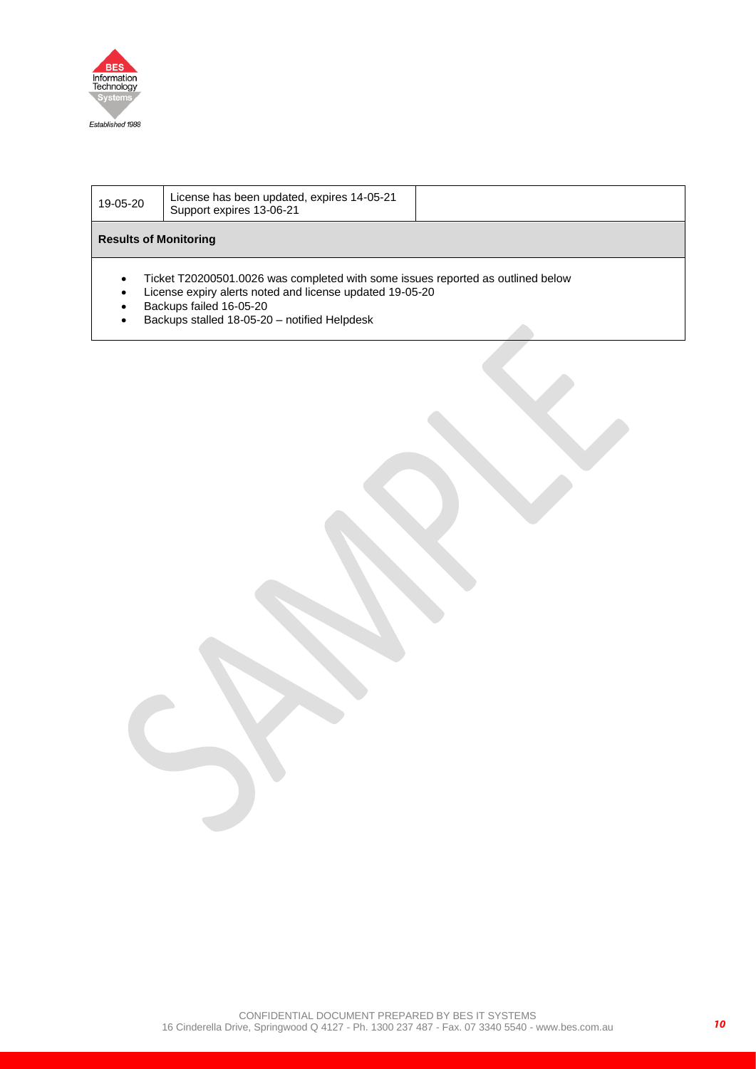| 19-05-20 | License has been updated, expires 14-05-21<br>Support expires 13-06-21 | |
|---|---|---|

**Results of Monitoring**

- Ticket T20200501.0026 was completed with some issues reported as outlined below
- License expiry alerts noted and license updated 19-05-20
- Backups failed 16-05-20
- Backups stalled 18-05-20 – notified Helpdesk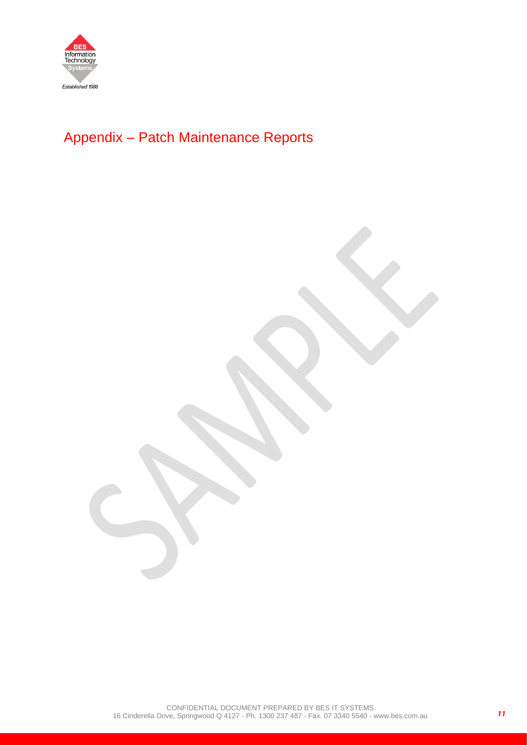# Appendix – Patch Maintenance Reports